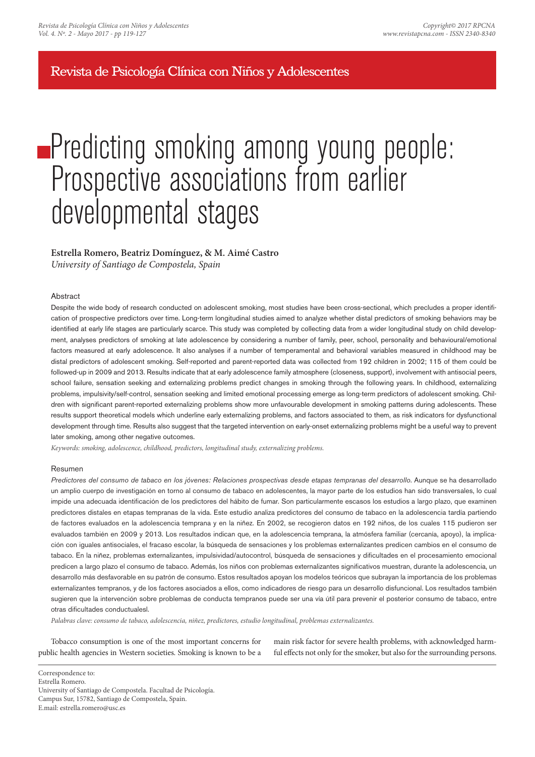Revista de Psicología Clínica con Niños y Adolescentes

# Predicting smoking among young people: Prospective associations from earlier developmental stages

**Estrella Romero, Beatriz Domínguez, & M. Aimé Castro**
*University of Santiago de Compostela, Spain*

## Abstract

Despite the wide body of research conducted on adolescent smoking, most studies have been cross-sectional, which precludes a proper identification of prospective predictors over time. Long-term longitudinal studies aimed to analyze whether distal predictors of smoking behaviors may be identified at early life stages are particularly scarce. This study was completed by collecting data from a wider longitudinal study on child development, analyses predictors of smoking at late adolescence by considering a number of family, peer, school, personality and behavioural/emotional factors measured at early adolescence. It also analyses if a number of temperamental and behavioral variables measured in childhood may be distal predictors of adolescent smoking. Self-reported and parent-reported data was collected from 192 children in 2002; 115 of them could be followed-up in 2009 and 2013. Results indicate that at early adolescence family atmosphere (closeness, support), involvement with antisocial peers, school failure, sensation seeking and externalizing problems predict changes in smoking through the following years. In childhood, externalizing problems, impulsivity/self-control, sensation seeking and limited emotional processing emerge as long-term predictors of adolescent smoking. Children with significant parent-reported externalizing problems show more unfavourable development in smoking patterns during adolescents. These results support theoretical models which underline early externalizing problems, and factors associated to them, as risk indicators for dysfunctional development through time. Results also suggest that the targeted intervention on early-onset externalizing problems might be a useful way to prevent later smoking, among other negative outcomes.

*Keywords: smoking, adolescence, childhood, predictors, longitudinal study, externalizing problems.*

## Resumen

*Predictores del consumo de tabaco en los jóvenes: Relaciones prospectivas desde etapas tempranas del desarrollo.* Aunque se ha desarrollado un amplio cuerpo de investigación en torno al consumo de tabaco en adolescentes, la mayor parte de los estudios han sido transversales, lo cual impide una adecuada identificación de los predictores del hábito de fumar. Son particularmente escasos los estudios a largo plazo, que examinen predictores distales en etapas tempranas de la vida. Este estudio analiza predictores del consumo de tabaco en la adolescencia tardía partiendo de factores evaluados en la adolescencia temprana y en la niñez. En 2002, se recogieron datos en 192 niños, de los cuales 115 pudieron ser evaluados también en 2009 y 2013. Los resultados indican que, en la adolescencia temprana, la atmósfera familiar (cercanía, apoyo), la implicación con iguales antisociales, el fracaso escolar, la búsqueda de sensaciones y los problemas externalizantes predicen cambios en el consumo de tabaco. En la niñez, problemas externalizantes, impulsividad/autocontrol, búsqueda de sensaciones y dificultades en el procesamiento emocional predicen a largo plazo el consumo de tabaco. Además, los niños con problemas externalizantes significativos muestran, durante la adolescencia, un desarrollo más desfavorable en su patrón de consumo. Estos resultados apoyan los modelos teóricos que subrayan la importancia de los problemas externalizantes tempranos, y de los factores asociados a ellos, como indicadores de riesgo para un desarrollo disfuncional. Los resultados también sugieren que la intervención sobre problemas de conducta tempranos puede ser una vía útil para prevenir el posterior consumo de tabaco, entre otras dificultades conductualesl.

*Palabras clave: consumo de tabaco, adolescencia, niñez, predictores, estudio longitudinal, problemas externalizantes.*

Tobacco consumption is one of the most important concerns for public health agencies in Western societies. Smoking is known to be a main risk factor for severe health problems, with acknowledged harmful effects not only for the smoker, but also for the surrounding persons.

Correspondence to:
Estrella Romero.
University of Santiago de Compostela. Facultad de Psicología.
Campus Sur, 15782, Santiago de Compostela, Spain.
E.mail: estrella.romero@usc.es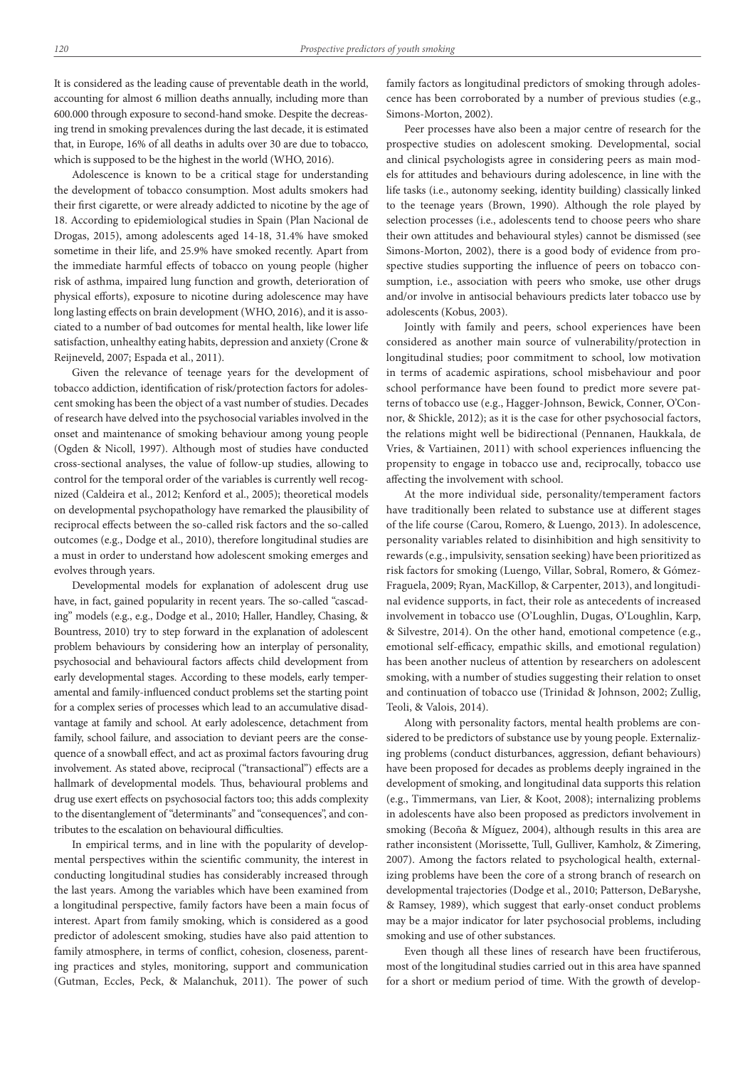It is considered as the leading cause of preventable death in the world, accounting for almost 6 million deaths annually, including more than 600.000 through exposure to second-hand smoke. Despite the decreasing trend in smoking prevalences during the last decade, it is estimated that, in Europe, 16% of all deaths in adults over 30 are due to tobacco, which is supposed to be the highest in the world (WHO, 2016).

Adolescence is known to be a critical stage for understanding the development of tobacco consumption. Most adults smokers had their first cigarette, or were already addicted to nicotine by the age of 18. According to epidemiological studies in Spain (Plan Nacional de Drogas, 2015), among adolescents aged 14-18, 31.4% have smoked sometime in their life, and 25.9% have smoked recently. Apart from the immediate harmful effects of tobacco on young people (higher risk of asthma, impaired lung function and growth, deterioration of physical efforts), exposure to nicotine during adolescence may have long lasting effects on brain development (WHO, 2016), and it is associated to a number of bad outcomes for mental health, like lower life satisfaction, unhealthy eating habits, depression and anxiety (Crone & Reijneveld, 2007; Espada et al., 2011).

Given the relevance of teenage years for the development of tobacco addiction, identification of risk/protection factors for adolescent smoking has been the object of a vast number of studies. Decades of research have delved into the psychosocial variables involved in the onset and maintenance of smoking behaviour among young people (Ogden & Nicoll, 1997). Although most of studies have conducted cross-sectional analyses, the value of follow-up studies, allowing to control for the temporal order of the variables is currently well recognized (Caldeira et al., 2012; Kenford et al., 2005); theoretical models on developmental psychopathology have remarked the plausibility of reciprocal effects between the so-called risk factors and the so-called outcomes (e.g., Dodge et al., 2010), therefore longitudinal studies are a must in order to understand how adolescent smoking emerges and evolves through years.

Developmental models for explanation of adolescent drug use have, in fact, gained popularity in recent years. The so-called "cascading" models (e.g., e.g., Dodge et al., 2010; Haller, Handley, Chasing, & Bountress, 2010) try to step forward in the explanation of adolescent problem behaviours by considering how an interplay of personality, psychosocial and behavioural factors affects child development from early developmental stages. According to these models, early temperamental and family-influenced conduct problems set the starting point for a complex series of processes which lead to an accumulative disadvantage at family and school. At early adolescence, detachment from family, school failure, and association to deviant peers are the consequence of a snowball effect, and act as proximal factors favouring drug involvement. As stated above, reciprocal ("transactional") effects are a hallmark of developmental models. Thus, behavioural problems and drug use exert effects on psychosocial factors too; this adds complexity to the disentanglement of "determinants" and "consequences", and contributes to the escalation on behavioural difficulties.

In empirical terms, and in line with the popularity of developmental perspectives within the scientific community, the interest in conducting longitudinal studies has considerably increased through the last years. Among the variables which have been examined from a longitudinal perspective, family factors have been a main focus of interest. Apart from family smoking, which is considered as a good predictor of adolescent smoking, studies have also paid attention to family atmosphere, in terms of conflict, cohesion, closeness, parenting practices and styles, monitoring, support and communication (Gutman, Eccles, Peck, & Malanchuk, 2011). The power of such family factors as longitudinal predictors of smoking through adolescence has been corroborated by a number of previous studies (e.g., Simons-Morton, 2002).

Peer processes have also been a major centre of research for the prospective studies on adolescent smoking. Developmental, social and clinical psychologists agree in considering peers as main models for attitudes and behaviours during adolescence, in line with the life tasks (i.e., autonomy seeking, identity building) classically linked to the teenage years (Brown, 1990). Although the role played by selection processes (i.e., adolescents tend to choose peers who share their own attitudes and behavioural styles) cannot be dismissed (see Simons-Morton, 2002), there is a good body of evidence from prospective studies supporting the influence of peers on tobacco consumption, i.e., association with peers who smoke, use other drugs and/or involve in antisocial behaviours predicts later tobacco use by adolescents (Kobus, 2003).

Jointly with family and peers, school experiences have been considered as another main source of vulnerability/protection in longitudinal studies; poor commitment to school, low motivation in terms of academic aspirations, school misbehaviour and poor school performance have been found to predict more severe patterns of tobacco use (e.g., Hagger-Johnson, Bewick, Conner, O'Connor, & Shickle, 2012); as it is the case for other psychosocial factors, the relations might well be bidirectional (Pennanen, Haukkala, de Vries, & Vartiainen, 2011) with school experiences influencing the propensity to engage in tobacco use and, reciprocally, tobacco use affecting the involvement with school.

At the more individual side, personality/temperament factors have traditionally been related to substance use at different stages of the life course (Carou, Romero, & Luengo, 2013). In adolescence, personality variables related to disinhibition and high sensitivity to rewards (e.g., impulsivity, sensation seeking) have been prioritized as risk factors for smoking (Luengo, Villar, Sobral, Romero, & Gómez-Fraguela, 2009; Ryan, MacKillop, & Carpenter, 2013), and longitudinal evidence supports, in fact, their role as antecedents of increased involvement in tobacco use (O'Loughlin, Dugas, O'Loughlin, Karp, & Silvestre, 2014). On the other hand, emotional competence (e.g., emotional self-efficacy, empathic skills, and emotional regulation) has been another nucleus of attention by researchers on adolescent smoking, with a number of studies suggesting their relation to onset and continuation of tobacco use (Trinidad & Johnson, 2002; Zullig, Teoli, & Valois, 2014).

Along with personality factors, mental health problems are considered to be predictors of substance use by young people. Externalizing problems (conduct disturbances, aggression, defiant behaviours) have been proposed for decades as problems deeply ingrained in the development of smoking, and longitudinal data supports this relation (e.g., Timmermans, van Lier, & Koot, 2008); internalizing problems in adolescents have also been proposed as predictors involvement in smoking (Becoña & Míguez, 2004), although results in this area are rather inconsistent (Morissette, Tull, Gulliver, Kamholz, & Zimering, 2007). Among the factors related to psychological health, externalizing problems have been the core of a strong branch of research on developmental trajectories (Dodge et al., 2010; Patterson, DeBaryshe, & Ramsey, 1989), which suggest that early-onset conduct problems may be a major indicator for later psychosocial problems, including smoking and use of other substances.

Even though all these lines of research have been fructiferous, most of the longitudinal studies carried out in this area have spanned for a short or medium period of time. With the growth of develop-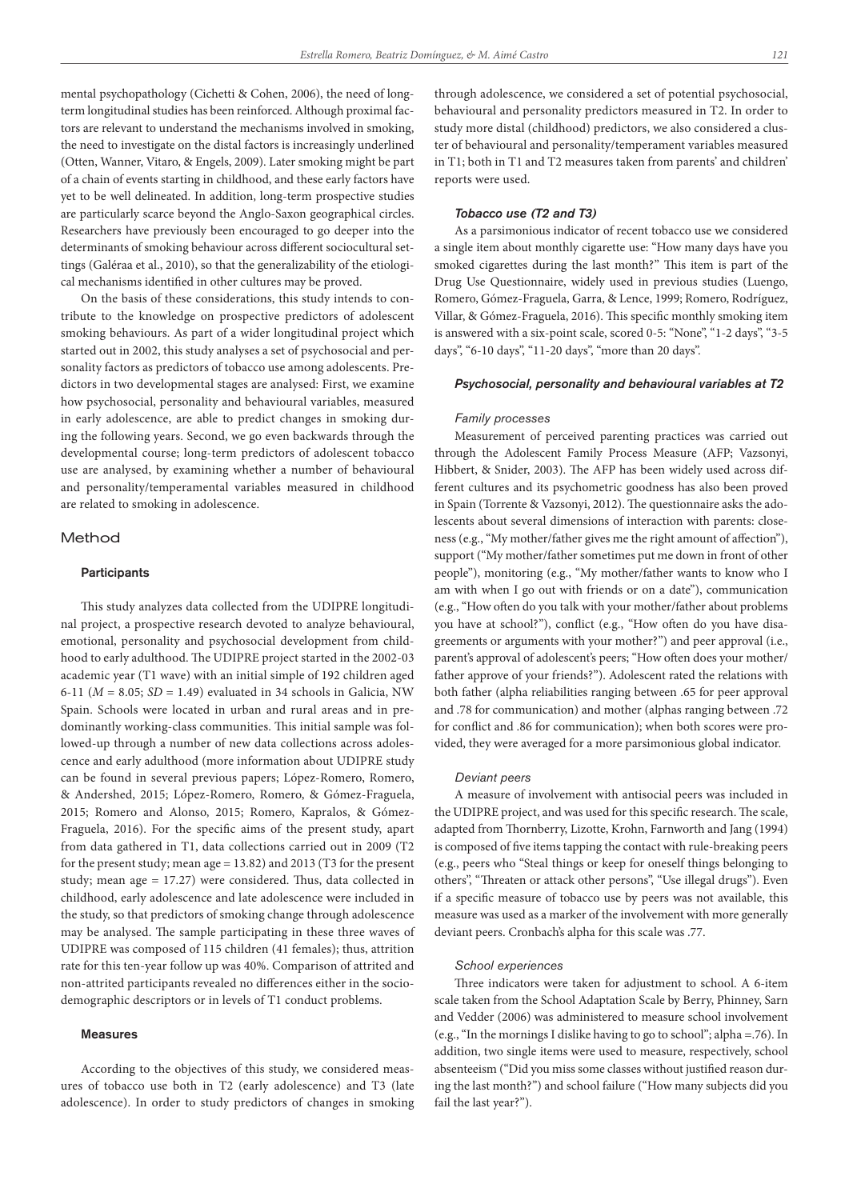mental psychopathology (Cichetti & Cohen, 2006), the need of long-term longitudinal studies has been reinforced. Although proximal factors are relevant to understand the mechanisms involved in smoking, the need to investigate on the distal factors is increasingly underlined (Otten, Wanner, Vitaro, & Engels, 2009). Later smoking might be part of a chain of events starting in childhood, and these early factors have yet to be well delineated. In addition, long-term prospective studies are particularly scarce beyond the Anglo-Saxon geographical circles. Researchers have previously been encouraged to go deeper into the determinants of smoking behaviour across different sociocultural settings (Galéraa et al., 2010), so that the generalizability of the etiological mechanisms identified in other cultures may be proved.

On the basis of these considerations, this study intends to contribute to the knowledge on prospective predictors of adolescent smoking behaviours. As part of a wider longitudinal project which started out in 2002, this study analyses a set of psychosocial and personality factors as predictors of tobacco use among adolescents. Predictors in two developmental stages are analysed: First, we examine how psychosocial, personality and behavioural variables, measured in early adolescence, are able to predict changes in smoking during the following years. Second, we go even backwards through the developmental course; long-term predictors of adolescent tobacco use are analysed, by examining whether a number of behavioural and personality/temperamental variables measured in childhood are related to smoking in adolescence.

## Method

### Participants

This study analyzes data collected from the UDIPRE longitudinal project, a prospective research devoted to analyze behavioural, emotional, personality and psychosocial development from childhood to early adulthood. The UDIPRE project started in the 2002-03 academic year (T1 wave) with an initial simple of 192 children aged 6-11 (*M* = 8.05; *SD* = 1.49) evaluated in 34 schools in Galicia, NW Spain. Schools were located in urban and rural areas and in predominantly working-class communities. This initial sample was followed-up through a number of new data collections across adolescence and early adulthood (more information about UDIPRE study can be found in several previous papers; López-Romero, Romero, & Andershed, 2015; López-Romero, Romero, & Gómez-Fraguela, 2015; Romero and Alonso, 2015; Romero, Kapralos, & Gómez-Fraguela, 2016). For the specific aims of the present study, apart from data gathered in T1, data collections carried out in 2009 (T2 for the present study; mean age = 13.82) and 2013 (T3 for the present study; mean age = 17.27) were considered. Thus, data collected in childhood, early adolescence and late adolescence were included in the study, so that predictors of smoking change through adolescence may be analysed. The sample participating in these three waves of UDIPRE was composed of 115 children (41 females); thus, attrition rate for this ten-year follow up was 40%. Comparison of attrited and non-attrited participants revealed no differences either in the sociodemographic descriptors or in levels of T1 conduct problems.

### Measures

According to the objectives of this study, we considered measures of tobacco use both in T2 (early adolescence) and T3 (late adolescence). In order to study predictors of changes in smoking through adolescence, we considered a set of potential psychosocial, behavioural and personality predictors measured in T2. In order to study more distal (childhood) predictors, we also considered a cluster of behavioural and personality/temperament variables measured in T1; both in T1 and T2 measures taken from parents' and children' reports were used.

#### *Tobacco use (T2 and T3)*

As a parsimonious indicator of recent tobacco use we considered a single item about monthly cigarette use: "How many days have you smoked cigarettes during the last month?" This item is part of the Drug Use Questionnaire, widely used in previous studies (Luengo, Romero, Gómez-Fraguela, Garra, & Lence, 1999; Romero, Rodríguez, Villar, & Gómez-Fraguela, 2016). This specific monthly smoking item is answered with a six-point scale, scored 0-5: "None", "1-2 days", "3-5 days", "6-10 days", "11-20 days", "more than 20 days".

#### *Psychosocial, personality and behavioural variables at T2*

##### *Family processes*

Measurement of perceived parenting practices was carried out through the Adolescent Family Process Measure (AFP; Vazsonyi, Hibbert, & Snider, 2003). The AFP has been widely used across different cultures and its psychometric goodness has also been proved in Spain (Torrente & Vazsonyi, 2012). The questionnaire asks the adolescents about several dimensions of interaction with parents: closeness (e.g., "My mother/father gives me the right amount of affection"), support ("My mother/father sometimes put me down in front of other people"), monitoring (e.g., "My mother/father wants to know who I am with when I go out with friends or on a date"), communication (e.g., "How often do you talk with your mother/father about problems you have at school?"), conflict (e.g., "How often do you have disagreements or arguments with your mother?") and peer approval (i.e., parent's approval of adolescent's peers; "How often does your mother/father approve of your friends?"). Adolescent rated the relations with both father (alpha reliabilities ranging between .65 for peer approval and .78 for communication) and mother (alphas ranging between .72 for conflict and .86 for communication); when both scores were provided, they were averaged for a more parsimonious global indicator.

##### *Deviant peers*

A measure of involvement with antisocial peers was included in the UDIPRE project, and was used for this specific research. The scale, adapted from Thornberry, Lizotte, Krohn, Farnworth and Jang (1994) is composed of five items tapping the contact with rule-breaking peers (e.g., peers who "Steal things or keep for oneself things belonging to others", "Threaten or attack other persons", "Use illegal drugs"). Even if a specific measure of tobacco use by peers was not available, this measure was used as a marker of the involvement with more generally deviant peers. Cronbach's alpha for this scale was .77.

##### *School experiences*

Three indicators were taken for adjustment to school. A 6-item scale taken from the School Adaptation Scale by Berry, Phinney, Sarn and Vedder (2006) was administered to measure school involvement (e.g., "In the mornings I dislike having to go to school"; alpha =.76). In addition, two single items were used to measure, respectively, school absenteeism ("Did you miss some classes without justified reason during the last month?") and school failure ("How many subjects did you fail the last year?").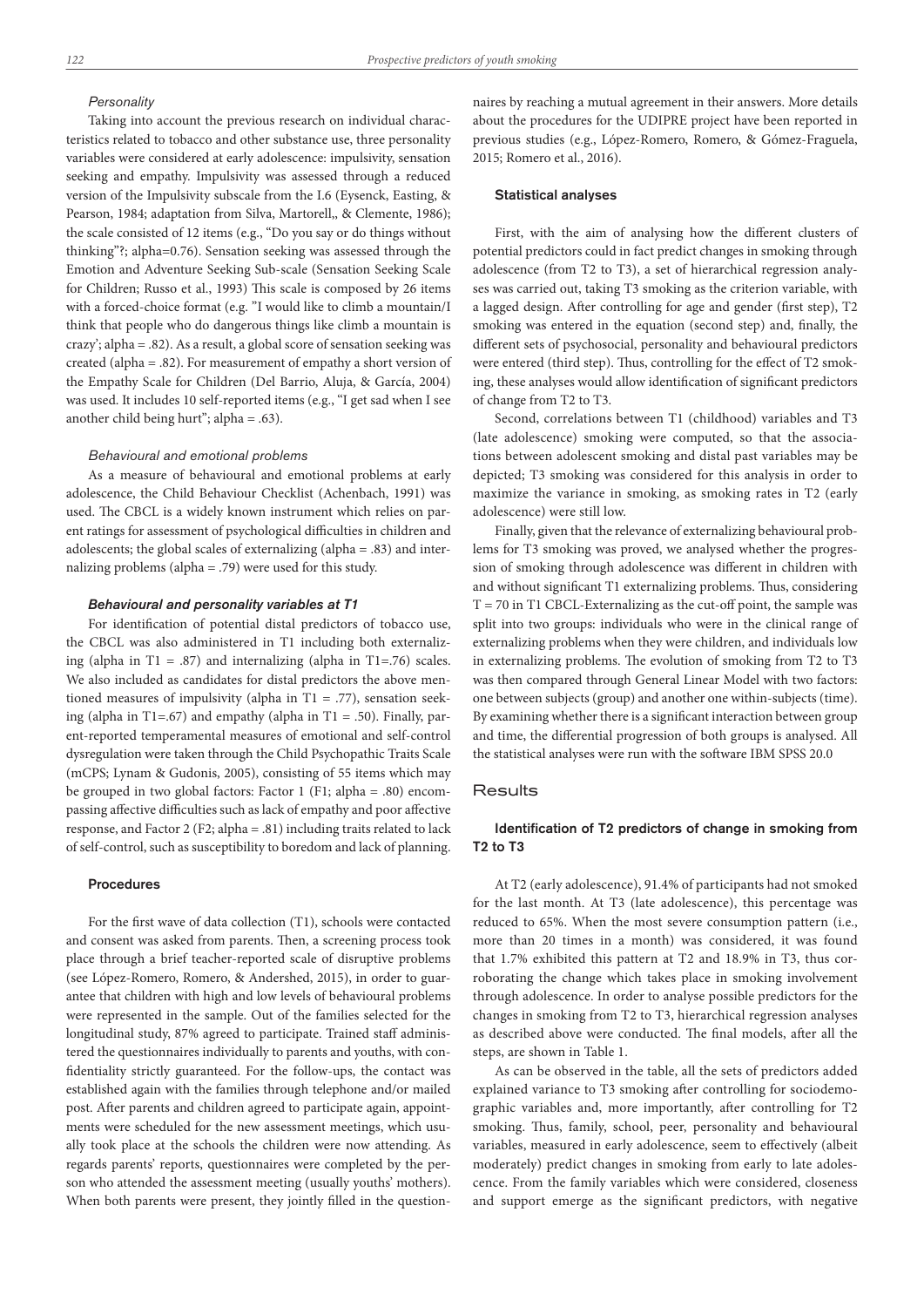*Personality*

Taking into account the previous research on individual characteristics related to tobacco and other substance use, three personality variables were considered at early adolescence: impulsivity, sensation seeking and empathy. Impulsivity was assessed through a reduced version of the Impulsivity subscale from the I.6 (Eysenck, Easting, & Pearson, 1984; adaptation from Silva, Martorell,, & Clemente, 1986); the scale consisted of 12 items (e.g., "Do you say or do things without thinking"?; alpha=0.76). Sensation seeking was assessed through the Emotion and Adventure Seeking Sub-scale (Sensation Seeking Scale for Children; Russo et al., 1993) This scale is composed by 26 items with a forced-choice format (e.g. "I would like to climb a mountain/I think that people who do dangerous things like climb a mountain is crazy'; alpha = .82). As a result, a global score of sensation seeking was created (alpha = .82). For measurement of empathy a short version of the Empathy Scale for Children (Del Barrio, Aluja, & García, 2004) was used. It includes 10 self-reported items (e.g., "I get sad when I see another child being hurt"; alpha = .63).

*Behavioural and emotional problems*

As a measure of behavioural and emotional problems at early adolescence, the Child Behaviour Checklist (Achenbach, 1991) was used. The CBCL is a widely known instrument which relies on parent ratings for assessment of psychological difficulties in children and adolescents; the global scales of externalizing (alpha = .83) and internalizing problems (alpha = .79) were used for this study.

***Behavioural and personality variables at T1***

For identification of potential distal predictors of tobacco use, the CBCL was also administered in T1 including both externalizing (alpha in T1 = .87) and internalizing (alpha in T1=.76) scales. We also included as candidates for distal predictors the above mentioned measures of impulsivity (alpha in T1 = .77), sensation seeking (alpha in T1=.67) and empathy (alpha in T1 = .50). Finally, parent-reported temperamental measures of emotional and self-control dysregulation were taken through the Child Psychopathic Traits Scale (mCPS; Lynam & Gudonis, 2005), consisting of 55 items which may be grouped in two global factors: Factor 1 (F1; alpha = .80) encompassing affective difficulties such as lack of empathy and poor affective response, and Factor 2 (F2; alpha = .81) including traits related to lack of self-control, such as susceptibility to boredom and lack of planning.

### Procedures

For the first wave of data collection (T1), schools were contacted and consent was asked from parents. Then, a screening process took place through a brief teacher-reported scale of disruptive problems (see López-Romero, Romero, & Andershed, 2015), in order to guarantee that children with high and low levels of behavioural problems were represented in the sample. Out of the families selected for the longitudinal study, 87% agreed to participate. Trained staff administered the questionnaires individually to parents and youths, with confidentiality strictly guaranteed. For the follow-ups, the contact was established again with the families through telephone and/or mailed post. After parents and children agreed to participate again, appointments were scheduled for the new assessment meetings, which usually took place at the schools the children were now attending. As regards parents' reports, questionnaires were completed by the person who attended the assessment meeting (usually youths' mothers). When both parents were present, they jointly filled in the questionnaires by reaching a mutual agreement in their answers. More details about the procedures for the UDIPRE project have been reported in previous studies (e.g., López-Romero, Romero, & Gómez-Fraguela, 2015; Romero et al., 2016).

### Statistical analyses

First, with the aim of analysing how the different clusters of potential predictors could in fact predict changes in smoking through adolescence (from T2 to T3), a set of hierarchical regression analyses was carried out, taking T3 smoking as the criterion variable, with a lagged design. After controlling for age and gender (first step), T2 smoking was entered in the equation (second step) and, finally, the different sets of psychosocial, personality and behavioural predictors were entered (third step). Thus, controlling for the effect of T2 smoking, these analyses would allow identification of significant predictors of change from T2 to T3.

Second, correlations between T1 (childhood) variables and T3 (late adolescence) smoking were computed, so that the associations between adolescent smoking and distal past variables may be depicted; T3 smoking was considered for this analysis in order to maximize the variance in smoking, as smoking rates in T2 (early adolescence) were still low.

Finally, given that the relevance of externalizing behavioural problems for T3 smoking was proved, we analysed whether the progression of smoking through adolescence was different in children with and without significant T1 externalizing problems. Thus, considering T = 70 in T1 CBCL-Externalizing as the cut-off point, the sample was split into two groups: individuals who were in the clinical range of externalizing problems when they were children, and individuals low in externalizing problems. The evolution of smoking from T2 to T3 was then compared through General Linear Model with two factors: one between subjects (group) and another one within-subjects (time). By examining whether there is a significant interaction between group and time, the differential progression of both groups is analysed. All the statistical analyses were run with the software IBM SPSS 20.0

## Results

### Identification of T2 predictors of change in smoking from T2 to T3

At T2 (early adolescence), 91.4% of participants had not smoked for the last month. At T3 (late adolescence), this percentage was reduced to 65%. When the most severe consumption pattern (i.e., more than 20 times in a month) was considered, it was found that 1.7% exhibited this pattern at T2 and 18.9% in T3, thus corroborating the change which takes place in smoking involvement through adolescence. In order to analyse possible predictors for the changes in smoking from T2 to T3, hierarchical regression analyses as described above were conducted. The final models, after all the steps, are shown in Table 1.

As can be observed in the table, all the sets of predictors added explained variance to T3 smoking after controlling for sociodemographic variables and, more importantly, after controlling for T2 smoking. Thus, family, school, peer, personality and behavioural variables, measured in early adolescence, seem to effectively (albeit moderately) predict changes in smoking from early to late adolescence. From the family variables which were considered, closeness and support emerge as the significant predictors, with negative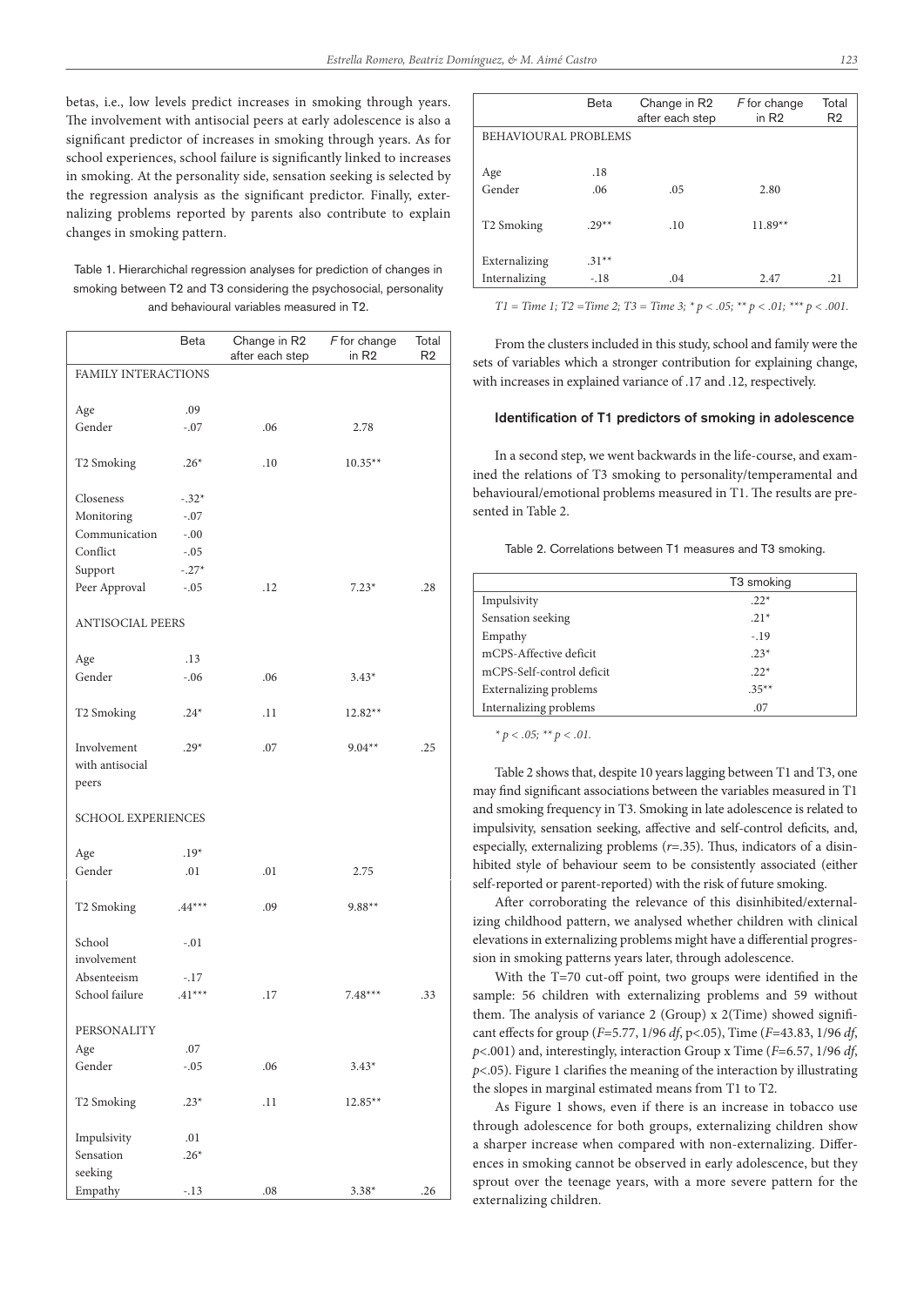betas, i.e., low levels predict increases in smoking through years. The involvement with antisocial peers at early adolescence is also a significant predictor of increases in smoking through years. As for school experiences, school failure is significantly linked to increases in smoking. At the personality side, sensation seeking is selected by the regression analysis as the significant predictor. Finally, externalizing problems reported by parents also contribute to explain changes in smoking pattern.

Table 1. Hierarchichal regression analyses for prediction of changes in smoking between T2 and T3 considering the psychosocial, personality and behavioural variables measured in T2.

| | Beta | Change in R2 after each step | *F* for change in R2 | Total R2 |
|---|---|---|---|---|
| FAMILY INTERACTIONS | | | | |
| Age | .09 | | | |
| Gender | -.07 | .06 | 2.78 | |
| T2 Smoking | .26* | .10 | 10.35** | |
| Closeness | -.32* | | | |
| Monitoring | -.07 | | | |
| Communication | -.00 | | | |
| Conflict | -.05 | | | |
| Support | -.27* | | | |
| Peer Approval | -.05 | .12 | 7.23* | .28 |
| ANTISOCIAL PEERS | | | | |
| Age | .13 | | | |
| Gender | -.06 | .06 | 3.43* | |
| T2 Smoking | .24* | .11 | 12.82** | |
| Involvement with antisocial peers | .29* | .07 | 9.04** | .25 |
| SCHOOL EXPERIENCES | | | | |
| Age | .19* | | | |
| Gender | .01 | .01 | 2.75 | |
| T2 Smoking | .44*** | .09 | 9.88** | |
| School involvement | -.01 | | | |
| Absenteeism | -.17 | | | |
| School failure | .41*** | .17 | 7.48*** | .33 |
| PERSONALITY | | | | |
| Age | .07 | | | |
| Gender | -.05 | .06 | 3.43* | |
| T2 Smoking | .23* | .11 | 12.85** | |
| Impulsivity | .01 | | | |
| Sensation seeking | .26* | | | |
| Empathy | -.13 | .08 | 3.38* | .26 |
| BEHAVIOURAL PROBLEMS | | | | |
| Age | .18 | | | |
| Gender | .06 | .05 | 2.80 | |
| T2 Smoking | .29** | .10 | 11.89** | |
| Externalizing | .31** | | | |
| Internalizing | -.18 | .04 | 2.47 | .21 |

*T1 = Time 1; T2 =Time 2; T3 = Time 3; * p < .05; ** p < .01; *** p < .001.*

From the clusters included in this study, school and family were the sets of variables which a stronger contribution for explaining change, with increases in explained variance of .17 and .12, respectively.

### Identification of T1 predictors of smoking in adolescence

In a second step, we went backwards in the life-course, and examined the relations of T3 smoking to personality/temperamental and behavioural/emotional problems measured in T1. The results are presented in Table 2.

Table 2. Correlations between T1 measures and T3 smoking.

| | T3 smoking |
|---|---|
| Impulsivity | .22* |
| Sensation seeking | .21* |
| Empathy | -.19 |
| mCPS-Affective deficit | .23* |
| mCPS-Self-control deficit | .22* |
| Externalizing problems | .35** |
| Internalizing problems | .07 |

** p < .05; ** p < .01.*

Table 2 shows that, despite 10 years lagging between T1 and T3, one may find significant associations between the variables measured in T1 and smoking frequency in T3. Smoking in late adolescence is related to impulsivity, sensation seeking, affective and self-control deficits, and, especially, externalizing problems ($r$=.35). Thus, indicators of a disinhibited style of behaviour seem to be consistently associated (either self-reported or parent-reported) with the risk of future smoking.

After corroborating the relevance of this disinhibited/externalizing childhood pattern, we analysed whether children with clinical elevations in externalizing problems might have a differential progression in smoking patterns years later, through adolescence.

With the T=70 cut-off point, two groups were identified in the sample: 56 children with externalizing problems and 59 without them. The analysis of variance 2 (Group) x 2(Time) showed significant effects for group ($F$=5.77, 1/96 *df*, p<.05), Time ($F$=43.83, 1/96 *df*, $p$<.001) and, interestingly, interaction Group x Time ($F$=6.57, 1/96 *df*, $p$<.05). Figure 1 clarifies the meaning of the interaction by illustrating the slopes in marginal estimated means from T1 to T2.

As Figure 1 shows, even if there is an increase in tobacco use through adolescence for both groups, externalizing children show a sharper increase when compared with non-externalizing. Differences in smoking cannot be observed in early adolescence, but they sprout over the teenage years, with a more severe pattern for the externalizing children.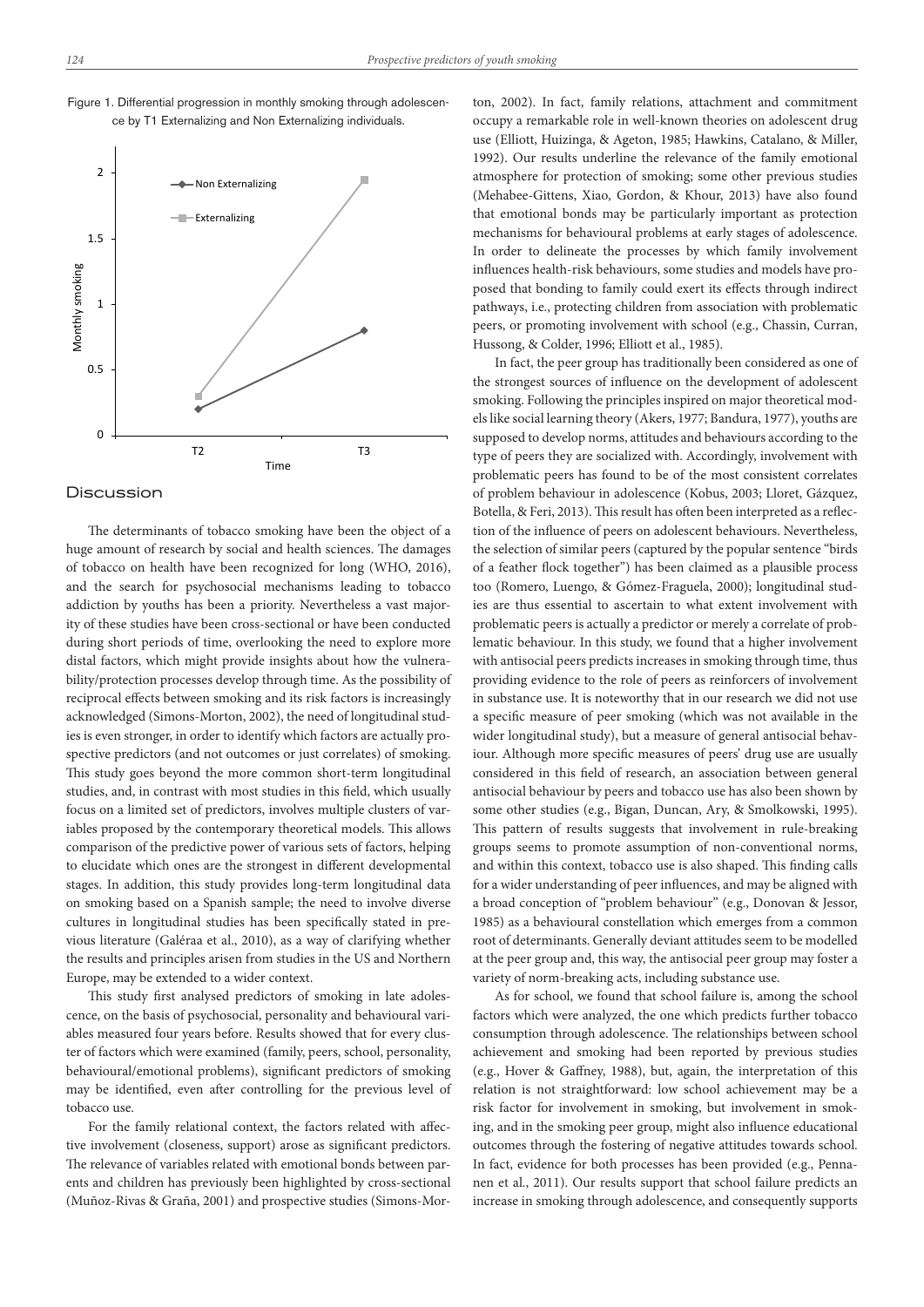Figure 1. Differential progression in monthly smoking through adolescence by T1 Externalizing and Non Externalizing individuals.

## Discussion

The determinants of tobacco smoking have been the object of a huge amount of research by social and health sciences. The damages of tobacco on health have been recognized for long (WHO, 2016), and the search for psychosocial mechanisms leading to tobacco addiction by youths has been a priority. Nevertheless a vast majority of these studies have been cross-sectional or have been conducted during short periods of time, overlooking the need to explore more distal factors, which might provide insights about how the vulnerability/protection processes develop through time. As the possibility of reciprocal effects between smoking and its risk factors is increasingly acknowledged (Simons-Morton, 2002), the need of longitudinal studies is even stronger, in order to identify which factors are actually prospective predictors (and not outcomes or just correlates) of smoking. This study goes beyond the more common short-term longitudinal studies, and, in contrast with most studies in this field, which usually focus on a limited set of predictors, involves multiple clusters of variables proposed by the contemporary theoretical models. This allows comparison of the predictive power of various sets of factors, helping to elucidate which ones are the strongest in different developmental stages. In addition, this study provides long-term longitudinal data on smoking based on a Spanish sample; the need to involve diverse cultures in longitudinal studies has been specifically stated in previous literature (Galéraa et al., 2010), as a way of clarifying whether the results and principles arisen from studies in the US and Northern Europe, may be extended to a wider context.

This study first analysed predictors of smoking in late adolescence, on the basis of psychosocial, personality and behavioural variables measured four years before. Results showed that for every cluster of factors which were examined (family, peers, school, personality, behavioural/emotional problems), significant predictors of smoking may be identified, even after controlling for the previous level of tobacco use.

For the family relational context, the factors related with affective involvement (closeness, support) arose as significant predictors. The relevance of variables related with emotional bonds between parents and children has previously been highlighted by cross-sectional (Muñoz-Rivas & Graña, 2001) and prospective studies (Simons-Morton, 2002). In fact, family relations, attachment and commitment occupy a remarkable role in well-known theories on adolescent drug use (Elliott, Huizinga, & Ageton, 1985; Hawkins, Catalano, & Miller, 1992). Our results underline the relevance of the family emotional atmosphere for protection of smoking; some other previous studies (Mehabee-Gittens, Xiao, Gordon, & Khour, 2013) have also found that emotional bonds may be particularly important as protection mechanisms for behavioural problems at early stages of adolescence. In order to delineate the processes by which family involvement influences health-risk behaviours, some studies and models have proposed that bonding to family could exert its effects through indirect pathways, i.e., protecting children from association with problematic peers, or promoting involvement with school (e.g., Chassin, Curran, Hussong, & Colder, 1996; Elliott et al., 1985).

In fact, the peer group has traditionally been considered as one of the strongest sources of influence on the development of adolescent smoking. Following the principles inspired on major theoretical models like social learning theory (Akers, 1977; Bandura, 1977), youths are supposed to develop norms, attitudes and behaviours according to the type of peers they are socialized with. Accordingly, involvement with problematic peers has found to be of the most consistent correlates of problem behaviour in adolescence (Kobus, 2003; Lloret, Gázquez, Botella, & Feri, 2013). This result has often been interpreted as a reflection of the influence of peers on adolescent behaviours. Nevertheless, the selection of similar peers (captured by the popular sentence "birds of a feather flock together") has been claimed as a plausible process too (Romero, Luengo, & Gómez-Fraguela, 2000); longitudinal studies are thus essential to ascertain to what extent involvement with problematic peers is actually a predictor or merely a correlate of problematic behaviour. In this study, we found that a higher involvement with antisocial peers predicts increases in smoking through time, thus providing evidence to the role of peers as reinforcers of involvement in substance use. It is noteworthy that in our research we did not use a specific measure of peer smoking (which was not available in the wider longitudinal study), but a measure of general antisocial behaviour. Although more specific measures of peers' drug use are usually considered in this field of research, an association between general antisocial behaviour by peers and tobacco use has also been shown by some other studies (e.g., Bigan, Duncan, Ary, & Smolkowski, 1995). This pattern of results suggests that involvement in rule-breaking groups seems to promote assumption of non-conventional norms, and within this context, tobacco use is also shaped. This finding calls for a wider understanding of peer influences, and may be aligned with a broad conception of "problem behaviour" (e.g., Donovan & Jessor, 1985) as a behavioural constellation which emerges from a common root of determinants. Generally deviant attitudes seem to be modelled at the peer group and, this way, the antisocial peer group may foster a variety of norm-breaking acts, including substance use.

As for school, we found that school failure is, among the school factors which were analyzed, the one which predicts further tobacco consumption through adolescence. The relationships between school achievement and smoking had been reported by previous studies (e.g., Hover & Gaffney, 1988), but, again, the interpretation of this relation is not straightforward: low school achievement may be a risk factor for involvement in smoking, but involvement in smoking, and in the smoking peer group, might also influence educational outcomes through the fostering of negative attitudes towards school. In fact, evidence for both processes has been provided (e.g., Pennanen et al., 2011). Our results support that school failure predicts an increase in smoking through adolescence, and consequently supports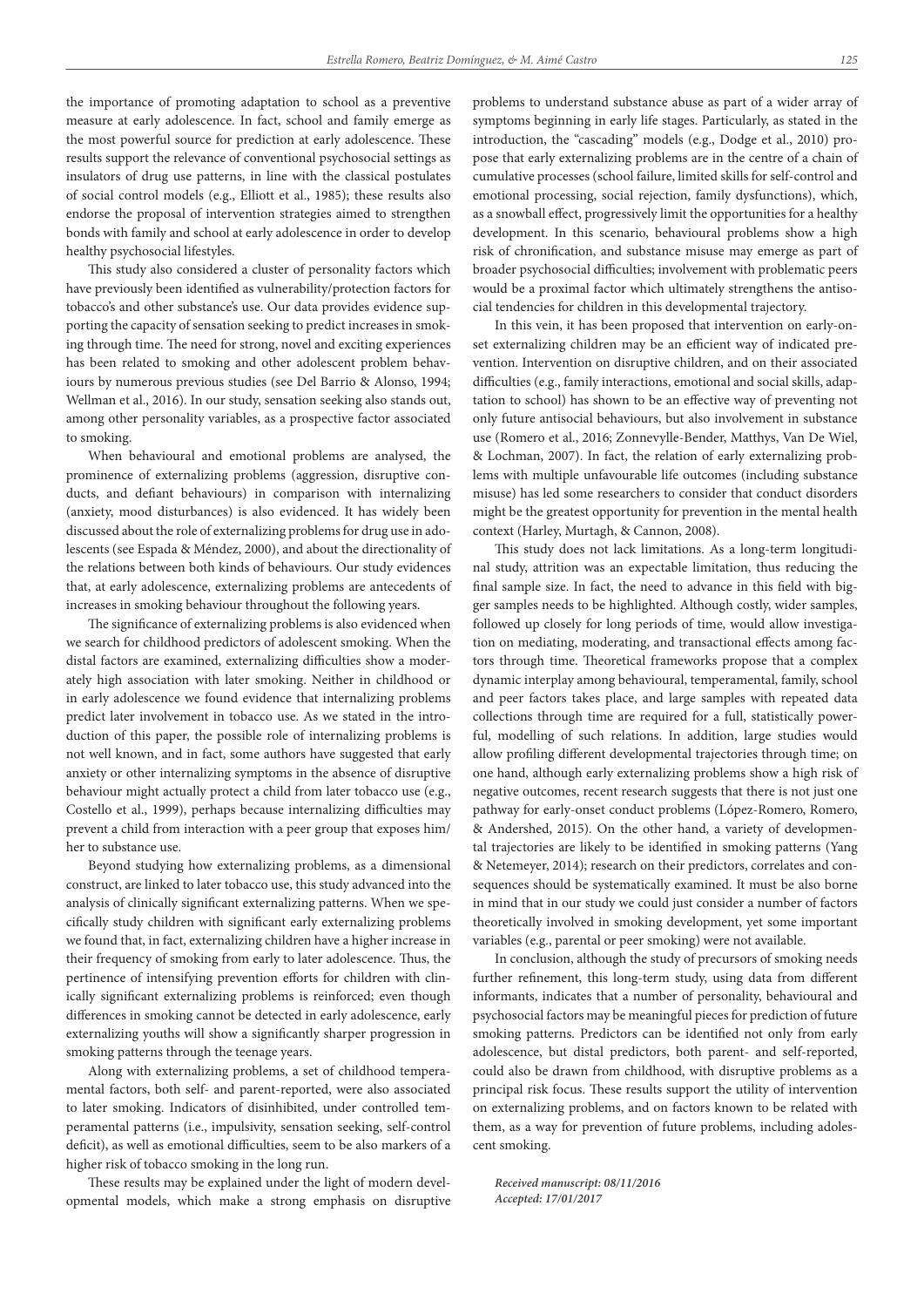the importance of promoting adaptation to school as a preventive measure at early adolescence. In fact, school and family emerge as the most powerful source for prediction at early adolescence. These results support the relevance of conventional psychosocial settings as insulators of drug use patterns, in line with the classical postulates of social control models (e.g., Elliott et al., 1985); these results also endorse the proposal of intervention strategies aimed to strengthen bonds with family and school at early adolescence in order to develop healthy psychosocial lifestyles.

This study also considered a cluster of personality factors which have previously been identified as vulnerability/protection factors for tobacco's and other substance's use. Our data provides evidence supporting the capacity of sensation seeking to predict increases in smoking through time. The need for strong, novel and exciting experiences has been related to smoking and other adolescent problem behaviours by numerous previous studies (see Del Barrio & Alonso, 1994; Wellman et al., 2016). In our study, sensation seeking also stands out, among other personality variables, as a prospective factor associated to smoking.

When behavioural and emotional problems are analysed, the prominence of externalizing problems (aggression, disruptive conducts, and defiant behaviours) in comparison with internalizing (anxiety, mood disturbances) is also evidenced. It has widely been discussed about the role of externalizing problems for drug use in adolescents (see Espada & Méndez, 2000), and about the directionality of the relations between both kinds of behaviours. Our study evidences that, at early adolescence, externalizing problems are antecedents of increases in smoking behaviour throughout the following years.

The significance of externalizing problems is also evidenced when we search for childhood predictors of adolescent smoking. When the distal factors are examined, externalizing difficulties show a moderately high association with later smoking. Neither in childhood or in early adolescence we found evidence that internalizing problems predict later involvement in tobacco use. As we stated in the introduction of this paper, the possible role of internalizing problems is not well known, and in fact, some authors have suggested that early anxiety or other internalizing symptoms in the absence of disruptive behaviour might actually protect a child from later tobacco use (e.g., Costello et al., 1999), perhaps because internalizing difficulties may prevent a child from interaction with a peer group that exposes him/her to substance use.

Beyond studying how externalizing problems, as a dimensional construct, are linked to later tobacco use, this study advanced into the analysis of clinically significant externalizing patterns. When we specifically study children with significant early externalizing problems we found that, in fact, externalizing children have a higher increase in their frequency of smoking from early to later adolescence. Thus, the pertinence of intensifying prevention efforts for children with clinically significant externalizing problems is reinforced; even though differences in smoking cannot be detected in early adolescence, early externalizing youths will show a significantly sharper progression in smoking patterns through the teenage years.

Along with externalizing problems, a set of childhood temperamental factors, both self- and parent-reported, were also associated to later smoking. Indicators of disinhibited, under controlled temperamental patterns (i.e., impulsivity, sensation seeking, self-control deficit), as well as emotional difficulties, seem to be also markers of a higher risk of tobacco smoking in the long run.

These results may be explained under the light of modern developmental models, which make a strong emphasis on disruptive problems to understand substance abuse as part of a wider array of symptoms beginning in early life stages. Particularly, as stated in the introduction, the "cascading" models (e.g., Dodge et al., 2010) propose that early externalizing problems are in the centre of a chain of cumulative processes (school failure, limited skills for self-control and emotional processing, social rejection, family dysfunctions), which, as a snowball effect, progressively limit the opportunities for a healthy development. In this scenario, behavioural problems show a high risk of chronification, and substance misuse may emerge as part of broader psychosocial difficulties; involvement with problematic peers would be a proximal factor which ultimately strengthens the antisocial tendencies for children in this developmental trajectory.

In this vein, it has been proposed that intervention on early-onset externalizing children may be an efficient way of indicated prevention. Intervention on disruptive children, and on their associated difficulties (e.g., family interactions, emotional and social skills, adaptation to school) has shown to be an effective way of preventing not only future antisocial behaviours, but also involvement in substance use (Romero et al., 2016; Zonnevylle-Bender, Matthys, Van De Wiel, & Lochman, 2007). In fact, the relation of early externalizing problems with multiple unfavourable life outcomes (including substance misuse) has led some researchers to consider that conduct disorders might be the greatest opportunity for prevention in the mental health context (Harley, Murtagh, & Cannon, 2008).

This study does not lack limitations. As a long-term longitudinal study, attrition was an expectable limitation, thus reducing the final sample size. In fact, the need to advance in this field with bigger samples needs to be highlighted. Although costly, wider samples, followed up closely for long periods of time, would allow investigation on mediating, moderating, and transactional effects among factors through time. Theoretical frameworks propose that a complex dynamic interplay among behavioural, temperamental, family, school and peer factors takes place, and large samples with repeated data collections through time are required for a full, statistically powerful, modelling of such relations. In addition, large studies would allow profiling different developmental trajectories through time; on one hand, although early externalizing problems show a high risk of negative outcomes, recent research suggests that there is not just one pathway for early-onset conduct problems (López-Romero, Romero, & Andershed, 2015). On the other hand, a variety of developmental trajectories are likely to be identified in smoking patterns (Yang & Netemeyer, 2014); research on their predictors, correlates and consequences should be systematically examined. It must be also borne in mind that in our study we could just consider a number of factors theoretically involved in smoking development, yet some important variables (e.g., parental or peer smoking) were not available.

In conclusion, although the study of precursors of smoking needs further refinement, this long-term study, using data from different informants, indicates that a number of personality, behavioural and psychosocial factors may be meaningful pieces for prediction of future smoking patterns. Predictors can be identified not only from early adolescence, but distal predictors, both parent- and self-reported, could also be drawn from childhood, with disruptive problems as a principal risk focus. These results support the utility of intervention on externalizing problems, and on factors known to be related with them, as a way for prevention of future problems, including adolescent smoking.

***Received manuscript: 08/11/2016***
***Accepted: 17/01/2017***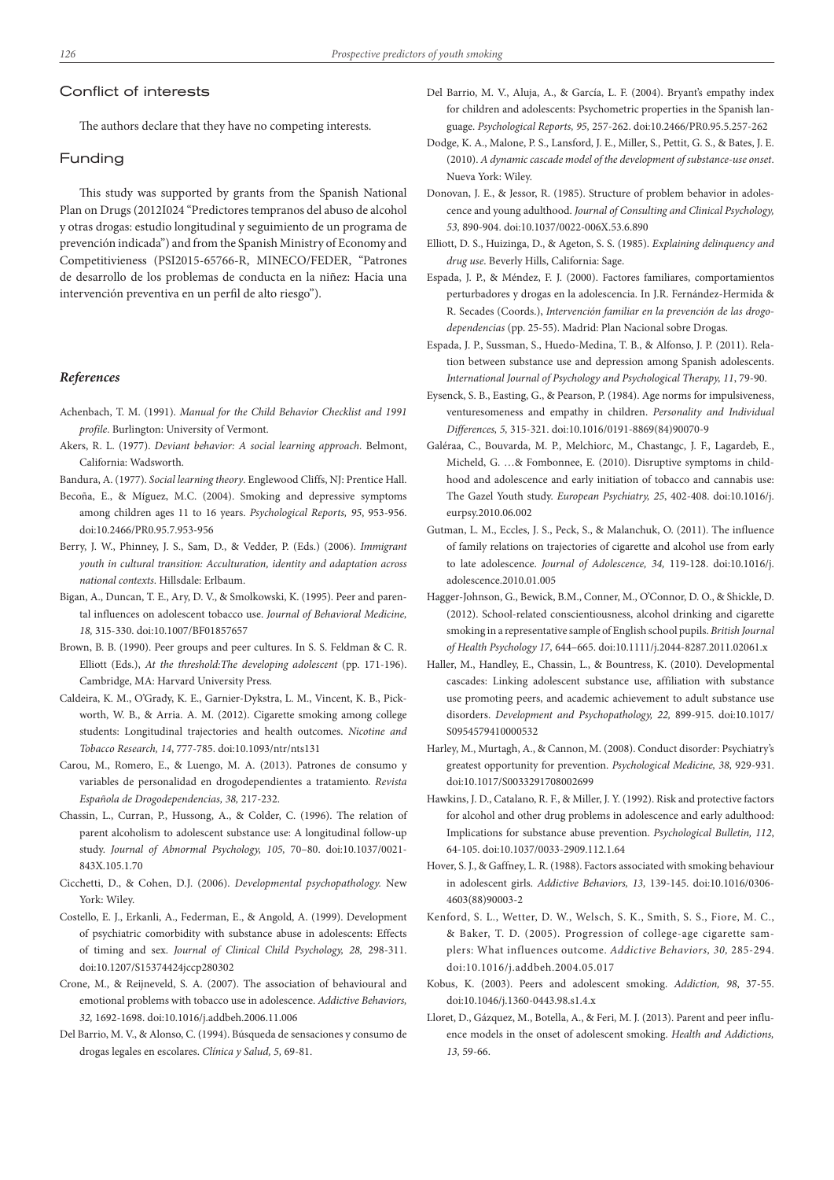## Conflict of interests

The authors declare that they have no competing interests.

## Funding

This study was supported by grants from the Spanish National Plan on Drugs (2012I024 "Predictores tempranos del abuso de alcohol y otras drogas: estudio longitudinal y seguimiento de un programa de prevención indicada") and from the Spanish Ministry of Economy and Competitivieness (PSI2015-65766-R, MINECO/FEDER, "Patrones de desarrollo de los problemas de conducta en la niñez: Hacia una intervención preventiva en un perfil de alto riesgo").

## *References*

Achenbach, T. M. (1991). *Manual for the Child Behavior Checklist and 1991 profile*. Burlington: University of Vermont.

Akers, R. L. (1977). *Deviant behavior: A social learning approach*. Belmont, California: Wadsworth.

Bandura, A. (1977). *Social learning theory*. Englewood Cliffs, NJ: Prentice Hall.

Becoña, E., & Míguez, M.C. (2004). Smoking and depressive symptoms among children ages 11 to 16 years. *Psychological Reports, 95*, 953-956. doi:10.2466/PR0.95.7.953-956

Berry, J. W., Phinney, J. S., Sam, D., & Vedder, P. (Eds.) (2006). *Immigrant youth in cultural transition: Acculturation, identity and adaptation across national contexts*. Hillsdale: Erlbaum.

Bigan, A., Duncan, T. E., Ary, D. V., & Smolkowski, K. (1995). Peer and parental influences on adolescent tobacco use. *Journal of Behavioral Medicine, 18,* 315-330. doi:10.1007/BF01857657

Brown, B. B. (1990). Peer groups and peer cultures. In S. S. Feldman & C. R. Elliott (Eds.), *At the threshold:The developing adolescent* (pp. 171-196). Cambridge, MA: Harvard University Press.

Caldeira, K. M., O'Grady, K. E., Garnier-Dykstra, L. M., Vincent, K. B., Pickworth, W. B., & Arria. A. M. (2012). Cigarette smoking among college students: Longitudinal trajectories and health outcomes. *Nicotine and Tobacco Research, 14*, 777-785. doi:10.1093/ntr/nts131

Carou, M., Romero, E., & Luengo, M. A. (2013). Patrones de consumo y variables de personalidad en drogodependientes a tratamiento. *Revista Española de Drogodependencias, 38,* 217-232.

Chassin, L., Curran, P., Hussong, A., & Colder, C. (1996). The relation of parent alcoholism to adolescent substance use: A longitudinal follow-up study. *Journal of Abnormal Psychology, 105,* 70–80. doi:10.1037/0021-843X.105.1.70

Cicchetti, D., & Cohen, D.J. (2006). *Developmental psychopathology.* New York: Wiley.

Costello, E. J., Erkanli, A., Federman, E., & Angold, A. (1999). Development of psychiatric comorbidity with substance abuse in adolescents: Effects of timing and sex. *Journal of Clinical Child Psychology, 28,* 298-311. doi:10.1207/S15374424jccp280302

Crone, M., & Reijneveld, S. A. (2007). The association of behavioural and emotional problems with tobacco use in adolescence. *Addictive Behaviors, 32,* 1692-1698. doi:10.1016/j.addbeh.2006.11.006

Del Barrio, M. V., & Alonso, C. (1994). Búsqueda de sensaciones y consumo de drogas legales en escolares. *Clínica y Salud, 5,* 69-81.

Del Barrio, M. V., Aluja, A., & García, L. F. (2004). Bryant's empathy index for children and adolescents: Psychometric properties in the Spanish language. *Psychological Reports, 95,* 257-262. doi:10.2466/PR0.95.5.257-262

Dodge, K. A., Malone, P. S., Lansford, J. E., Miller, S., Pettit, G. S., & Bates, J. E. (2010). *A dynamic cascade model of the development of substance-use onset*. Nueva York: Wiley.

Donovan, J. E., & Jessor, R. (1985). Structure of problem behavior in adolescence and young adulthood. *Journal of Consulting and Clinical Psychology, 53,* 890-904. doi:10.1037/0022-006X.53.6.890

Elliott, D. S., Huizinga, D., & Ageton, S. S. (1985). *Explaining delinquency and drug use*. Beverly Hills, California: Sage.

Espada, J. P., & Méndez, F. J. (2000). Factores familiares, comportamientos perturbadores y drogas en la adolescencia. In J.R. Fernández-Hermida & R. Secades (Coords.), *Intervención familiar en la prevención de las drogodependencias* (pp. 25-55). Madrid: Plan Nacional sobre Drogas.

Espada, J. P., Sussman, S., Huedo-Medina, T. B., & Alfonso, J. P. (2011). Relation between substance use and depression among Spanish adolescents. *International Journal of Psychology and Psychological Therapy, 11*, 79-90.

Eysenck, S. B., Easting, G., & Pearson, P. (1984). Age norms for impulsiveness, venturesomeness and empathy in children. *Personality and Individual Differences, 5,* 315-321. doi:10.1016/0191-8869(84)90070-9

Galéraa, C., Bouvarda, M. P., Melchiorc, M., Chastangc, J. F., Lagardeb, E., Micheld, G. …& Fombonnee, E. (2010). Disruptive symptoms in childhood and adolescence and early initiation of tobacco and cannabis use: The Gazel Youth study. *European Psychiatry, 25*, 402-408. doi:10.1016/j.eurpsy.2010.06.002

Gutman, L. M., Eccles, J. S., Peck, S., & Malanchuk, O. (2011). The influence of family relations on trajectories of cigarette and alcohol use from early to late adolescence. *Journal of Adolescence, 34,* 119-128. doi:10.1016/j.adolescence.2010.01.005

Hagger-Johnson, G., Bewick, B.M., Conner, M., O'Connor, D. O., & Shickle, D. (2012). School-related conscientiousness, alcohol drinking and cigarette smoking in a representative sample of English school pupils. *British Journal of Health Psychology 17,* 644–665. doi:10.1111/j.2044-8287.2011.02061.x

Haller, M., Handley, E., Chassin, L., & Bountress, K. (2010). Developmental cascades: Linking adolescent substance use, affiliation with substance use promoting peers, and academic achievement to adult substance use disorders. *Development and Psychopathology, 22,* 899-915. doi:10.1017/S0954579410000532

Harley, M., Murtagh, A., & Cannon, M. (2008). Conduct disorder: Psychiatry's greatest opportunity for prevention. *Psychological Medicine, 38,* 929-931. doi:10.1017/S0033291708002699

Hawkins, J. D., Catalano, R. F., & Miller, J. Y. (1992). Risk and protective factors for alcohol and other drug problems in adolescence and early adulthood: Implications for substance abuse prevention. *Psychological Bulletin, 112*, 64-105. doi:10.1037/0033-2909.112.1.64

Hover, S. J., & Gaffney, L. R. (1988). Factors associated with smoking behaviour in adolescent girls. *Addictive Behaviors, 13,* 139-145. doi:10.1016/0306-4603(88)90003-2

Kenford, S. L., Wetter, D. W., Welsch, S. K., Smith, S. S., Fiore, M. C., & Baker, T. D. (2005). Progression of college-age cigarette samplers: What influences outcome. *Addictive Behaviors, 30,* 285-294. doi:10.1016/j.addbeh.2004.05.017

Kobus, K. (2003). Peers and adolescent smoking. *Addiction, 98*, 37-55. doi:10.1046/j.1360-0443.98.s1.4.x

Lloret, D., Gázquez, M., Botella, A., & Feri, M. J. (2013). Parent and peer influence models in the onset of adolescent smoking. *Health and Addictions, 13*, 59-66.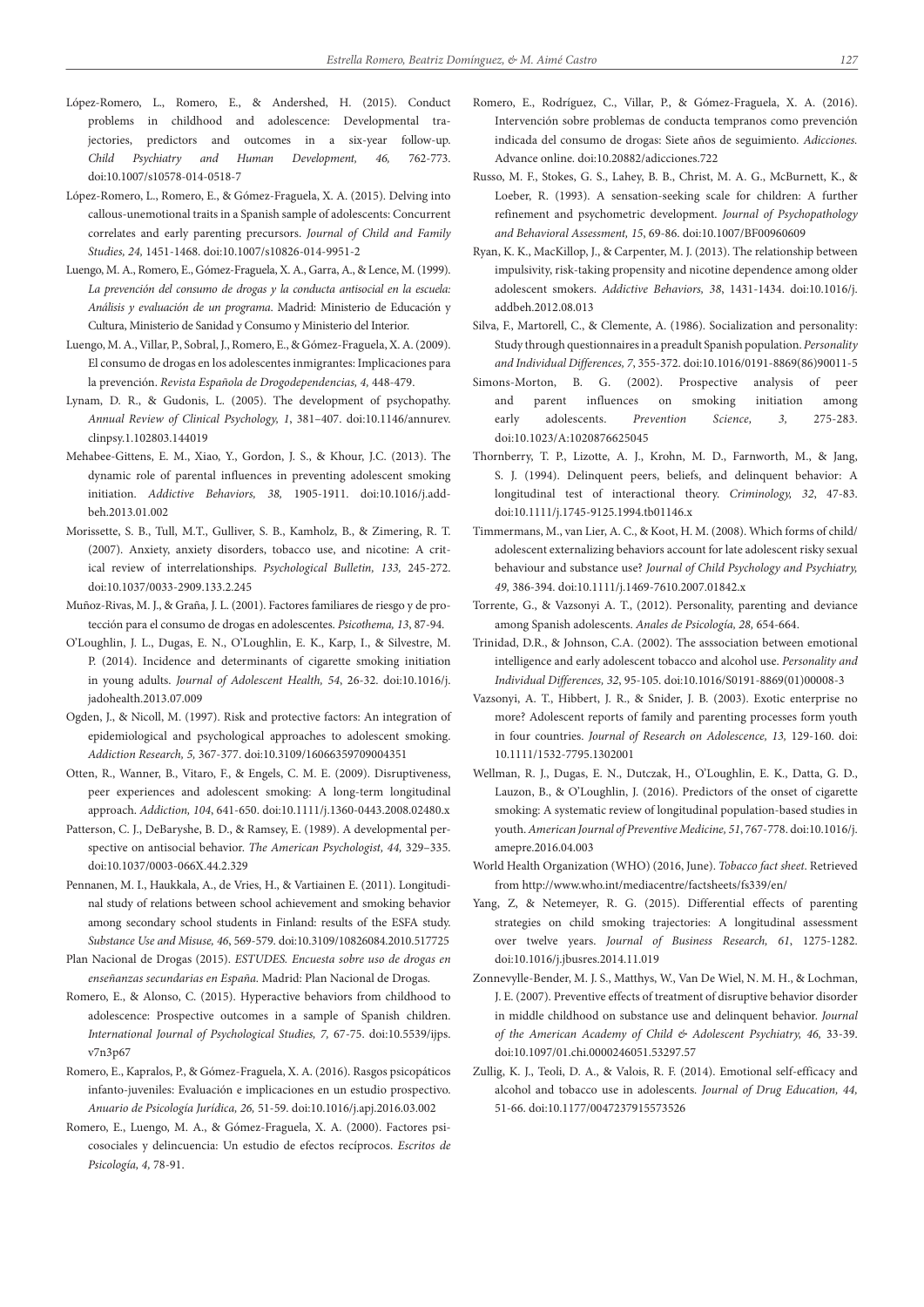López-Romero, L., Romero, E., & Andershed, H. (2015). Conduct problems in childhood and adolescence: Developmental trajectories, predictors and outcomes in a six-year follow-up. *Child Psychiatry and Human Development, 46,* 762-773. doi:10.1007/s10578-014-0518-7

López-Romero, L., Romero, E., & Gómez-Fraguela, X. A. (2015). Delving into callous-unemotional traits in a Spanish sample of adolescents: Concurrent correlates and early parenting precursors. *Journal of Child and Family Studies, 24,* 1451-1468. doi:10.1007/s10826-014-9951-2

Luengo, M. A., Romero, E., Gómez-Fraguela, X. A., Garra, A., & Lence, M. (1999). *La prevención del consumo de drogas y la conducta antisocial en la escuela: Análisis y evaluación de un programa*. Madrid: Ministerio de Educación y Cultura, Ministerio de Sanidad y Consumo y Ministerio del Interior.

Luengo, M. A., Villar, P., Sobral, J., Romero, E., & Gómez-Fraguela, X. A. (2009). El consumo de drogas en los adolescentes inmigrantes: Implicaciones para la prevención. *Revista Española de Drogodependencias, 4,* 448-479.

Lynam, D. R., & Gudonis, L. (2005). The development of psychopathy. *Annual Review of Clinical Psychology, 1*, 381–407. doi:10.1146/annurev.clinpsy.1.102803.144019

Mehabee-Gittens, E. M., Xiao, Y., Gordon, J. S., & Khour, J.C. (2013). The dynamic role of parental influences in preventing adolescent smoking initiation. *Addictive Behaviors, 38,* 1905-1911. doi:10.1016/j.addbeh.2013.01.002

Morissette, S. B., Tull, M.T., Gulliver, S. B., Kamholz, B., & Zimering, R. T. (2007). Anxiety, anxiety disorders, tobacco use, and nicotine: A critical review of interrelationships. *Psychological Bulletin, 133,* 245-272. doi:10.1037/0033-2909.133.2.245

Muñoz-Rivas, M. J., & Graña, J. L. (2001). Factores familiares de riesgo y de protección para el consumo de drogas en adolescentes. *Psicothema, 13*, 87-94.

O'Loughlin, J. L., Dugas, E. N., O'Loughlin, E. K., Karp, I., & Silvestre, M. P. (2014). Incidence and determinants of cigarette smoking initiation in young adults. *Journal of Adolescent Health, 54*, 26-32. doi:10.1016/j.jadohealth.2013.07.009

Ogden, J., & Nicoll, M. (1997). Risk and protective factors: An integration of epidemiological and psychological approaches to adolescent smoking. *Addiction Research, 5,* 367-377. doi:10.3109/16066359709004351

Otten, R., Wanner, B., Vitaro, F., & Engels, C. M. E. (2009). Disruptiveness, peer experiences and adolescent smoking: A long-term longitudinal approach. *Addiction, 104*, 641-650. doi:10.1111/j.1360-0443.2008.02480.x

Patterson, C. J., DeBaryshe, B. D., & Ramsey, E. (1989). A developmental perspective on antisocial behavior. *The American Psychologist, 44,* 329–335. doi:10.1037/0003-066X.44.2.329

Pennanen, M. I., Haukkala, A., de Vries, H., & Vartiainen E. (2011). Longitudinal study of relations between school achievement and smoking behavior among secondary school students in Finland: results of the ESFA study. *Substance Use and Misuse, 46*, 569-579. doi:10.3109/10826084.2010.517725

Plan Nacional de Drogas (2015). *ESTUDES. Encuesta sobre uso de drogas en enseñanzas secundarias en España.* Madrid: Plan Nacional de Drogas.

Romero, E., & Alonso, C. (2015). Hyperactive behaviors from childhood to adolescence: Prospective outcomes in a sample of Spanish children. *International Journal of Psychological Studies, 7,* 67-75. doi:10.5539/ijps.v7n3p67

Romero, E., Kapralos, P., & Gómez-Fraguela, X. A. (2016). Rasgos psicopáticos infanto-juveniles: Evaluación e implicaciones en un estudio prospectivo. *Anuario de Psicología Jurídica, 26,* 51-59. doi:10.1016/j.apj.2016.03.002

Romero, E., Luengo, M. A., & Gómez-Fraguela, X. A. (2000). Factores psicosociales y delincuencia: Un estudio de efectos recíprocos. *Escritos de Psicología, 4,* 78-91.

Romero, E., Rodríguez, C., Villar, P., & Gómez-Fraguela, X. A. (2016). Intervención sobre problemas de conducta tempranos como prevención indicada del consumo de drogas: Siete años de seguimiento. *Adicciones.* Advance online. doi:10.20882/adicciones.722

Russo, M. F., Stokes, G. S., Lahey, B. B., Christ, M. A. G., McBurnett, K., & Loeber, R. (1993). A sensation-seeking scale for children: A further refinement and psychometric development. *Journal of Psychopathology and Behavioral Assessment, 15*, 69-86. doi:10.1007/BF00960609

Ryan, K. K., MacKillop, J., & Carpenter, M. J. (2013). The relationship between impulsivity, risk-taking propensity and nicotine dependence among older adolescent smokers. *Addictive Behaviors, 38*, 1431-1434. doi:10.1016/j.addbeh.2012.08.013

Silva, F., Martorell, C., & Clemente, A. (1986). Socialization and personality: Study through questionnaires in a preadult Spanish population. *Personality and Individual Differences, 7*, 355-372. doi:10.1016/0191-8869(86)90011-5

Simons-Morton, B. G. (2002). Prospective analysis of peer and parent influences on smoking initiation among early adolescents. *Prevention Science, 3,* 275-283. doi:10.1023/A:1020876625045

Thornberry, T. P., Lizotte, A. J., Krohn, M. D., Farnworth, M., & Jang, S. J. (1994). Delinquent peers, beliefs, and delinquent behavior: A longitudinal test of interactional theory. *Criminology, 32*, 47-83. doi:10.1111/j.1745-9125.1994.tb01146.x

Timmermans, M., van Lier, A. C., & Koot, H. M. (2008). Which forms of child/adolescent externalizing behaviors account for late adolescent risky sexual behaviour and substance use? *Journal of Child Psychology and Psychiatry, 49,* 386-394. doi:10.1111/j.1469-7610.2007.01842.x

Torrente, G., & Vazsonyi A. T., (2012). Personality, parenting and deviance among Spanish adolescents. *Anales de Psicología, 28,* 654-664.

Trinidad, D.R., & Johnson, C.A. (2002). The asssociation between emotional intelligence and early adolescent tobacco and alcohol use. *Personality and Individual Differences, 32*, 95-105. doi:10.1016/S0191-8869(01)00008-3

Vazsonyi, A. T., Hibbert, J. R., & Snider, J. B. (2003). Exotic enterprise no more? Adolescent reports of family and parenting processes form youth in four countries. *Journal of Research on Adolescence, 13,* 129-160. doi: 10.1111/1532-7795.1302001

Wellman, R. J., Dugas, E. N., Dutczak, H., O'Loughlin, E. K., Datta, G. D., Lauzon, B., & O'Loughlin, J. (2016). Predictors of the onset of cigarette smoking: A systematic review of longitudinal population-based studies in youth. *American Journal of Preventive Medicine, 51*, 767-778. doi:10.1016/j.amepre.2016.04.003

World Health Organization (WHO) (2016, June). *Tobacco fact sheet*. Retrieved from http://www.who.int/mediacentre/factsheets/fs339/en/

Yang, Z, & Netemeyer, R. G. (2015). Differential effects of parenting strategies on child smoking trajectories: A longitudinal assessment over twelve years. *Journal of Business Research, 61*, 1275-1282. doi:10.1016/j.jbusres.2014.11.019

Zonnevylle-Bender, M. J. S., Matthys, W., Van De Wiel, N. M. H., & Lochman, J. E. (2007). Preventive effects of treatment of disruptive behavior disorder in middle childhood on substance use and delinquent behavior. *Journal of the American Academy of Child & Adolescent Psychiatry, 46,* 33-39. doi:10.1097/01.chi.0000246051.53297.57

Zullig, K. J., Teoli, D. A., & Valois, R. F. (2014). Emotional self-efficacy and alcohol and tobacco use in adolescents. *Journal of Drug Education, 44,* 51-66. doi:10.1177/0047237915573526